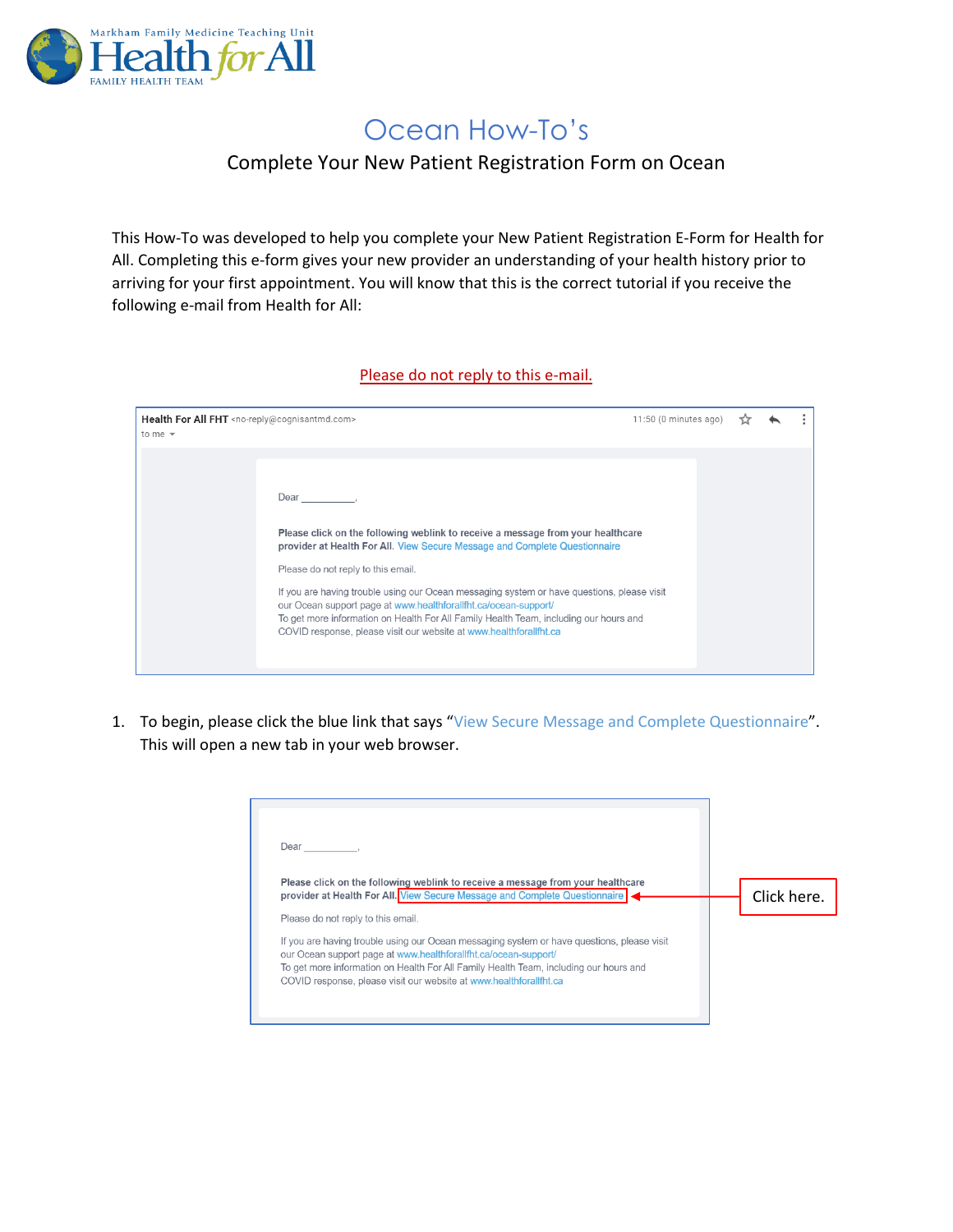Markham Family Medicine Teaching Unit
Health for All
FAMILY HEALTH TEAM

# Ocean How-To's

## Complete Your New Patient Registration Form on Ocean

This How-To was developed to help you complete your New Patient Registration E-Form for Health for All. Completing this e-form gives your new provider an understanding of your health history prior to arriving for your first appointment. You will know that this is the correct tutorial if you receive the following e-mail from Health for All:

Please do not reply to this e-mail.

> **Health For All FHT** <no-reply@cognisantmd.com>
> to me
>
> 11:50 (0 minutes ago)
>
> Dear \_\_\_\_\_\_\_\_\_\_,
>
> **Please click on the following weblink to receive a message from your healthcare provider at Health For All.** View Secure Message and Complete Questionnaire
>
> Please do not reply to this email.
>
> If you are having trouble using our Ocean messaging system or have questions, please visit our Ocean support page at www.healthforallfht.ca/ocean-support/
> To get more information on Health For All Family Health Team, including our hours and COVID response, please visit our website at www.healthforallfht.ca

1. To begin, please click the blue link that says "View Secure Message and Complete Questionnaire". This will open a new tab in your web browser.

> Dear \_\_\_\_\_\_\_\_\_\_,
>
> **Please click on the following weblink to receive a message from your healthcare provider at Health For All.** View Secure Message and Complete Questionnaire ← Click here.
>
> Please do not reply to this email.
>
> If you are having trouble using our Ocean messaging system or have questions, please visit our Ocean support page at www.healthforallfht.ca/ocean-support/
> To get more information on Health For All Family Health Team, including our hours and COVID response, please visit our website at www.healthforallfht.ca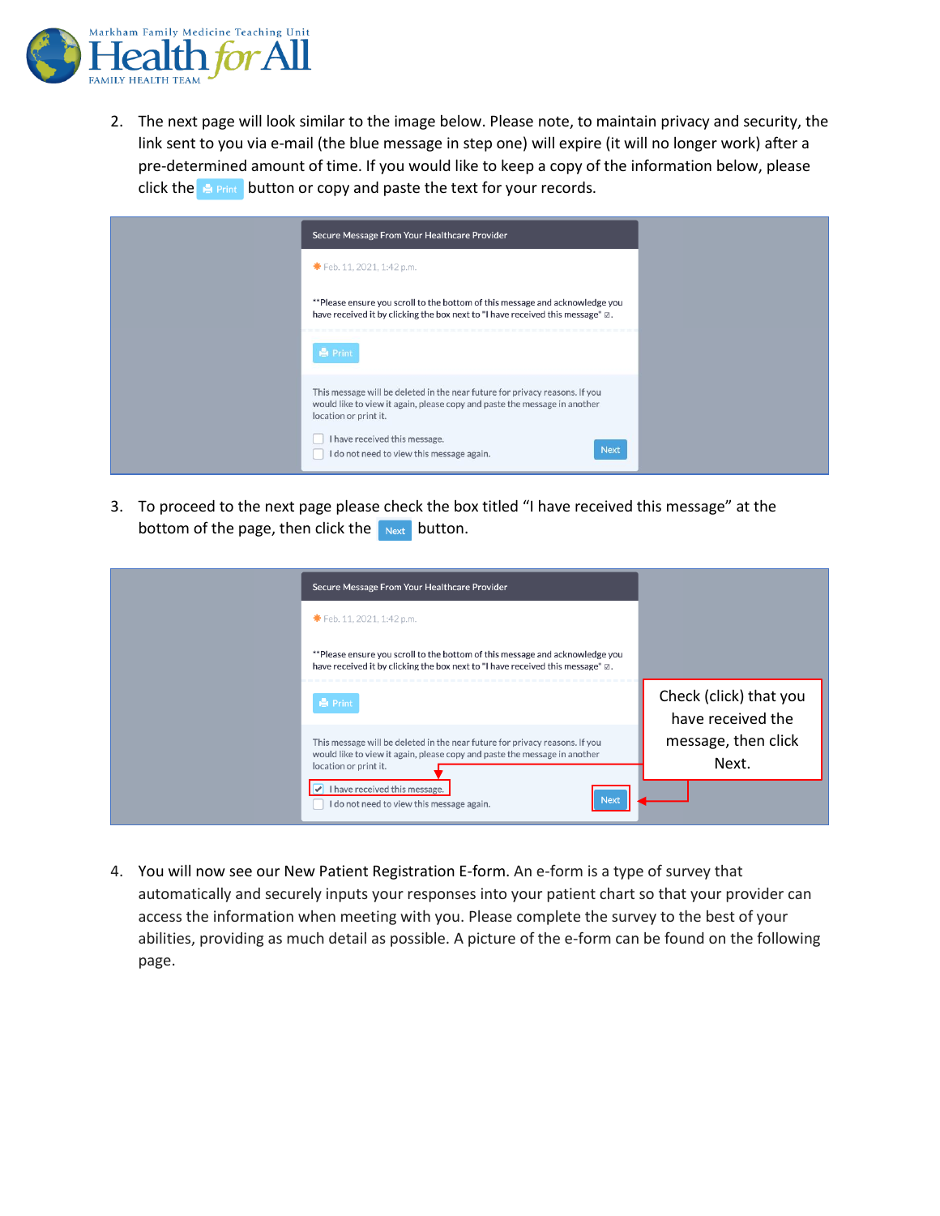2. The next page will look similar to the image below. Please note, to maintain privacy and security, the link sent to you via e-mail (the blue message in step one) will expire (it will no longer work) after a pre-determined amount of time. If you would like to keep a copy of the information below, please click the Print button or copy and paste the text for your records.

3. To proceed to the next page please check the box titled "I have received this message" at the bottom of the page, then click the Next button.

4. You will now see our New Patient Registration E-form. An e-form is a type of survey that automatically and securely inputs your responses into your patient chart so that your provider can access the information when meeting with you. Please complete the survey to the best of your abilities, providing as much detail as possible. A picture of the e-form can be found on the following page.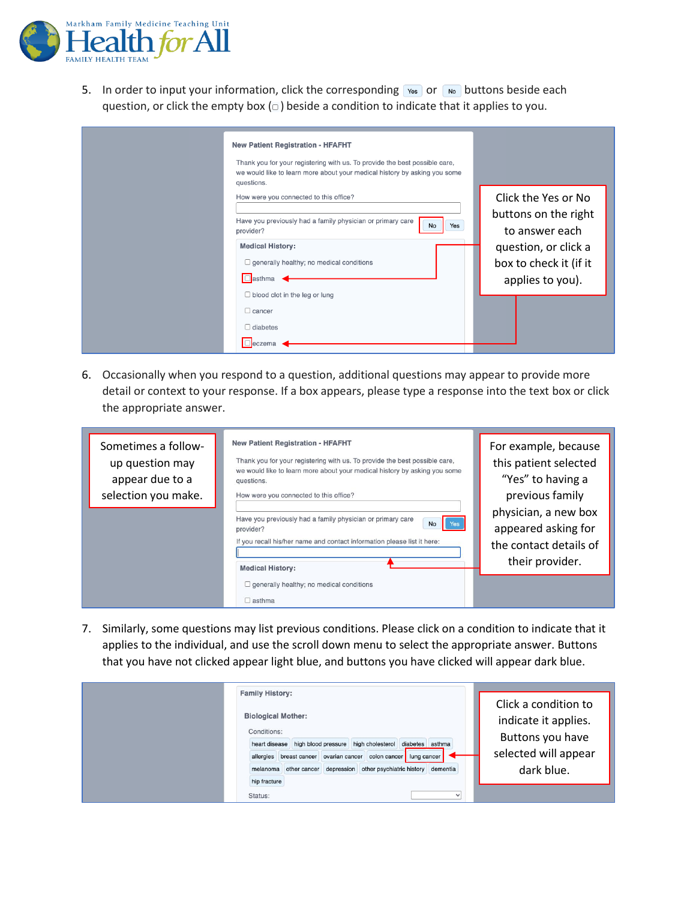5. In order to input your information, click the corresponding Yes or No buttons beside each question, or click the empty box (□) beside a condition to indicate that it applies to you.

New Patient Registration - HFAFHT

Thank you for your registering with us. To provide the best possible care, we would like to learn more about your medical history by asking you some questions.

How were you connected to this office?

Have you previously had a family physician or primary care provider? No Yes

Medical History:

- □ generally healthy; no medical conditions
- □ asthma
- □ blood clot in the leg or lung
- □ cancer
- □ diabetes
- □ eczema

Click the Yes or No buttons on the right to answer each question, or click a box to check it (if it applies to you).

6. Occasionally when you respond to a question, additional questions may appear to provide more detail or context to your response. If a box appears, please type a response into the text box or click the appropriate answer.

Sometimes a follow-up question may appear due to a selection you make.

New Patient Registration - HFAFHT

Thank you for your registering with us. To provide the best possible care, we would like to learn more about your medical history by asking you some questions.

How were you connected to this office?

Have you previously had a family physician or primary care provider? No Yes

If you recall his/her name and contact information please list it here:

Medical History:

- □ generally healthy; no medical conditions
- □ asthma

For example, because this patient selected "Yes" to having a previous family physician, a new box appeared asking for the contact details of their provider.

7. Similarly, some questions may list previous conditions. Please click on a condition to indicate that it applies to the individual, and use the scroll down menu to select the appropriate answer. Buttons that you have not clicked appear light blue, and buttons you have clicked will appear dark blue.

Family History:

Biological Mother:

Conditions:

heart disease | high blood pressure | high cholesterol | diabetes | asthma | allergies | breast cancer | ovarian cancer | colon cancer | lung cancer | melanoma | other cancer | depression | other psychiatric history | dementia | hip fracture

Status:

Click a condition to indicate it applies. Buttons you have selected will appear dark blue.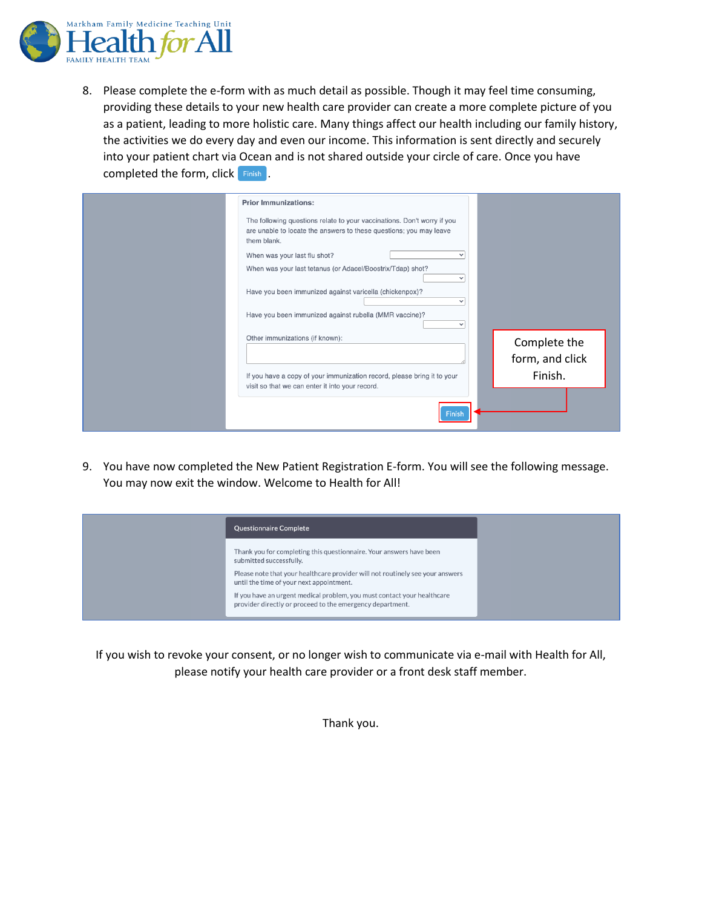8. Please complete the e-form with as much detail as possible. Though it may feel time consuming, providing these details to your new health care provider can create a more complete picture of you as a patient, leading to more holistic care. Many things affect our health including our family history, the activities we do every day and even our income. This information is sent directly and securely into your patient chart via Ocean and is not shared outside your circle of care. Once you have completed the form, click Finish.

Prior Immunizations:

The following questions relate to your vaccinations. Don't worry if you are unable to locate the answers to these questions; you may leave them blank.

When was your last flu shot?

When was your last tetanus (or Adacel/Boostrix/Tdap) shot?

Have you been immunized against varicella (chickenpox)?

Have you been immunized against rubella (MMR vaccine)?

Other immunizations (if known):

If you have a copy of your immunization record, please bring it to your visit so that we can enter it into your record.

Finish

Complete the form, and click Finish.

9. You have now completed the New Patient Registration E-form. You will see the following message. You may now exit the window. Welcome to Health for All!

Questionnaire Complete

Thank you for completing this questionnaire. Your answers have been submitted successfully.

Please note that your healthcare provider will not routinely see your answers until the time of your next appointment.

If you have an urgent medical problem, you must contact your healthcare provider directly or proceed to the emergency department.

If you wish to revoke your consent, or no longer wish to communicate via e-mail with Health for All, please notify your health care provider or a front desk staff member.

Thank you.